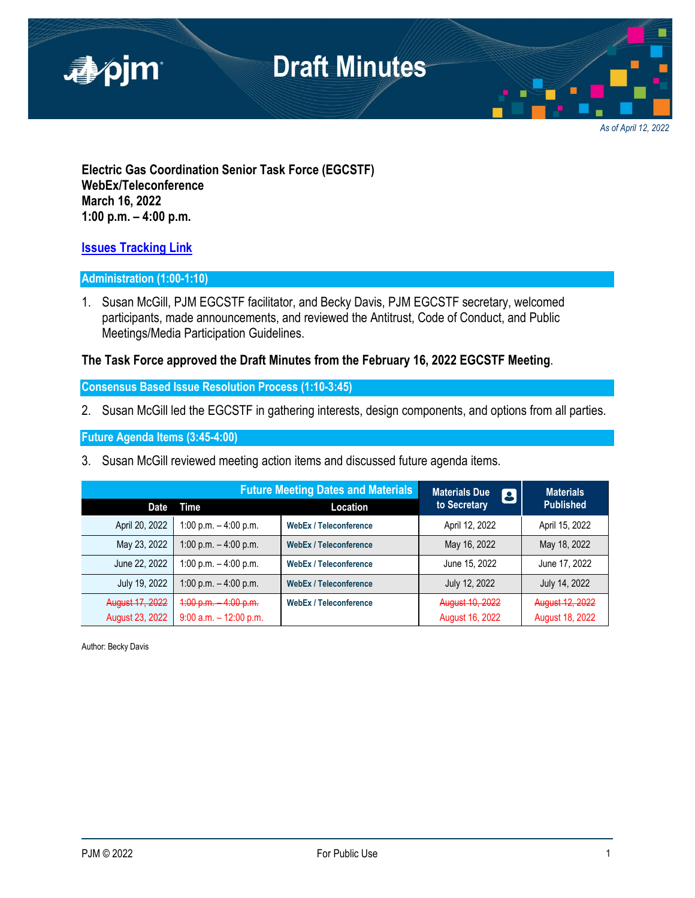# Draft Minutes

*As of April 12, 2022*

**Electric Gas Coordination Senior Task Force (EGCSTF)**
**WebEx/Teleconference**
**March 16, 2022**
**1:00 p.m. – 4:00 p.m.**

**Issues Tracking Link**

## Administration (1:00-1:10)

1. Susan McGill, PJM EGCSTF facilitator, and Becky Davis, PJM EGCSTF secretary, welcomed participants, made announcements, and reviewed the Antitrust, Code of Conduct, and Public Meetings/Media Participation Guidelines.

**The Task Force approved the Draft Minutes from the February 16, 2022 EGCSTF Meeting**.

## Consensus Based Issue Resolution Process (1:10-3:45)

2. Susan McGill led the EGCSTF in gathering interests, design components, and options from all parties.

## Future Agenda Items (3:45-4:00)

3. Susan McGill reviewed meeting action items and discussed future agenda items.

| Future Meeting Dates and Materials | | | Materials Due to Secretary | Materials Published |
|---|---|---|---|---|
| Date | Time | Location | | |
| April 20, 2022 | 1:00 p.m. – 4:00 p.m. | WebEx / Teleconference | April 12, 2022 | April 15, 2022 |
| May 23, 2022 | 1:00 p.m. – 4:00 p.m. | WebEx / Teleconference | May 16, 2022 | May 18, 2022 |
| June 22, 2022 | 1:00 p.m. – 4:00 p.m. | WebEx / Teleconference | June 15, 2022 | June 17, 2022 |
| July 19, 2022 | 1:00 p.m. – 4:00 p.m. | WebEx / Teleconference | July 12, 2022 | July 14, 2022 |
| ~~August 17, 2022~~ August 23, 2022 | ~~1:00 p.m. – 4:00 p.m.~~ 9:00 a.m. – 12:00 p.m. | WebEx / Teleconference | ~~August 10, 2022~~ August 16, 2022 | ~~August 12, 2022~~ August 18, 2022 |

Author: Becky Davis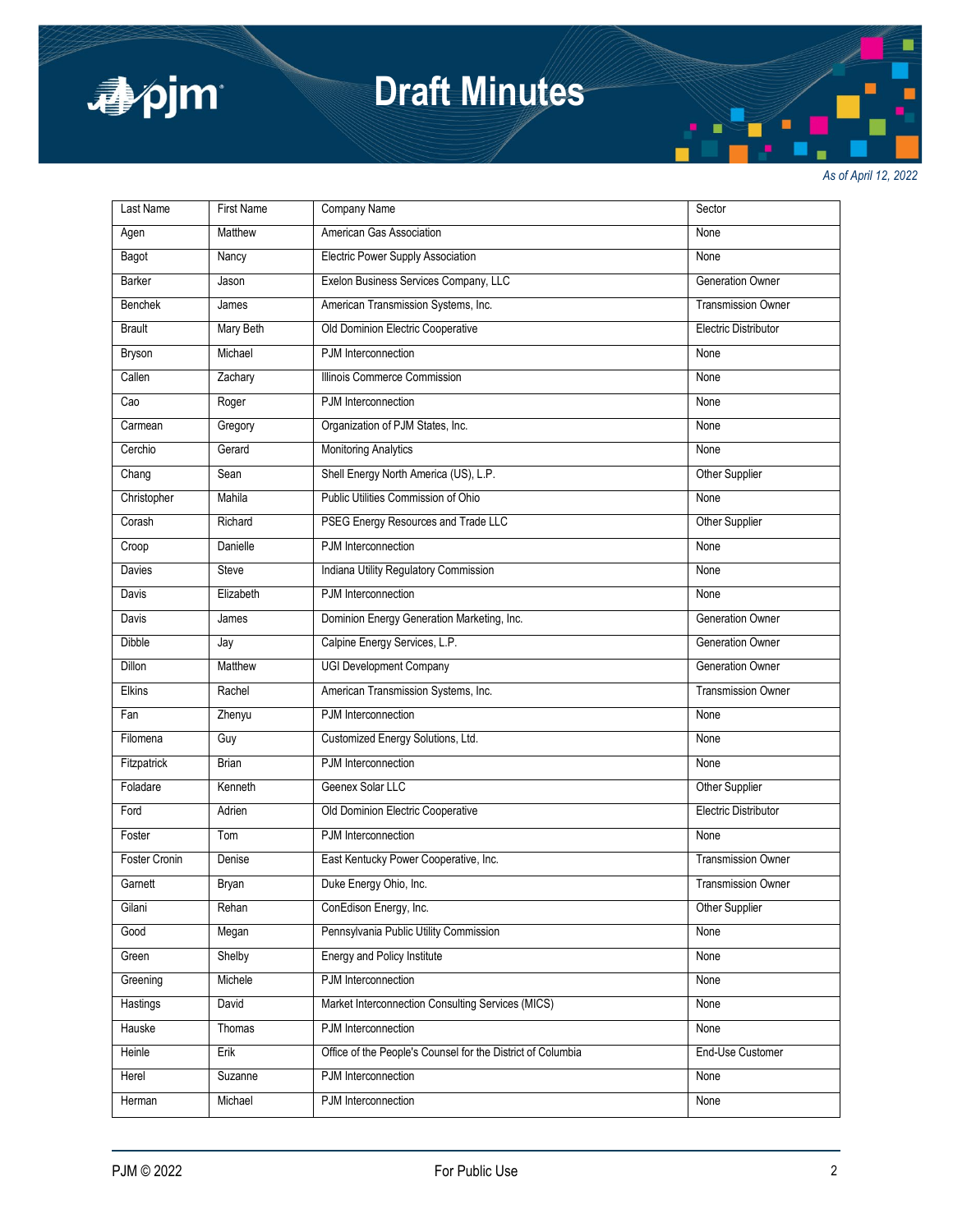| Last Name | First Name | Company Name | Sector |
|---|---|---|---|
| Agen | Matthew | American Gas Association | None |
| Bagot | Nancy | Electric Power Supply Association | None |
| Barker | Jason | Exelon Business Services Company, LLC | Generation Owner |
| Benchek | James | American Transmission Systems, Inc. | Transmission Owner |
| Brault | Mary Beth | Old Dominion Electric Cooperative | Electric Distributor |
| Bryson | Michael | PJM Interconnection | None |
| Callen | Zachary | Illinois Commerce Commission | None |
| Cao | Roger | PJM Interconnection | None |
| Carmean | Gregory | Organization of PJM States, Inc. | None |
| Cerchio | Gerard | Monitoring Analytics | None |
| Chang | Sean | Shell Energy North America (US), L.P. | Other Supplier |
| Christopher | Mahila | Public Utilities Commission of Ohio | None |
| Corash | Richard | PSEG Energy Resources and Trade LLC | Other Supplier |
| Croop | Danielle | PJM Interconnection | None |
| Davies | Steve | Indiana Utility Regulatory Commission | None |
| Davis | Elizabeth | PJM Interconnection | None |
| Davis | James | Dominion Energy Generation Marketing, Inc. | Generation Owner |
| Dibble | Jay | Calpine Energy Services, L.P. | Generation Owner |
| Dillon | Matthew | UGI Development Company | Generation Owner |
| Elkins | Rachel | American Transmission Systems, Inc. | Transmission Owner |
| Fan | Zhenyu | PJM Interconnection | None |
| Filomena | Guy | Customized Energy Solutions, Ltd. | None |
| Fitzpatrick | Brian | PJM Interconnection | None |
| Foladare | Kenneth | Geenex Solar LLC | Other Supplier |
| Ford | Adrien | Old Dominion Electric Cooperative | Electric Distributor |
| Foster | Tom | PJM Interconnection | None |
| Foster Cronin | Denise | East Kentucky Power Cooperative, Inc. | Transmission Owner |
| Garnett | Bryan | Duke Energy Ohio, Inc. | Transmission Owner |
| Gilani | Rehan | ConEdison Energy, Inc. | Other Supplier |
| Good | Megan | Pennsylvania Public Utility Commission | None |
| Green | Shelby | Energy and Policy Institute | None |
| Greening | Michele | PJM Interconnection | None |
| Hastings | David | Market Interconnection Consulting Services (MICS) | None |
| Hauske | Thomas | PJM Interconnection | None |
| Heinle | Erik | Office of the People's Counsel for the District of Columbia | End-Use Customer |
| Herel | Suzanne | PJM Interconnection | None |
| Herman | Michael | PJM Interconnection | None |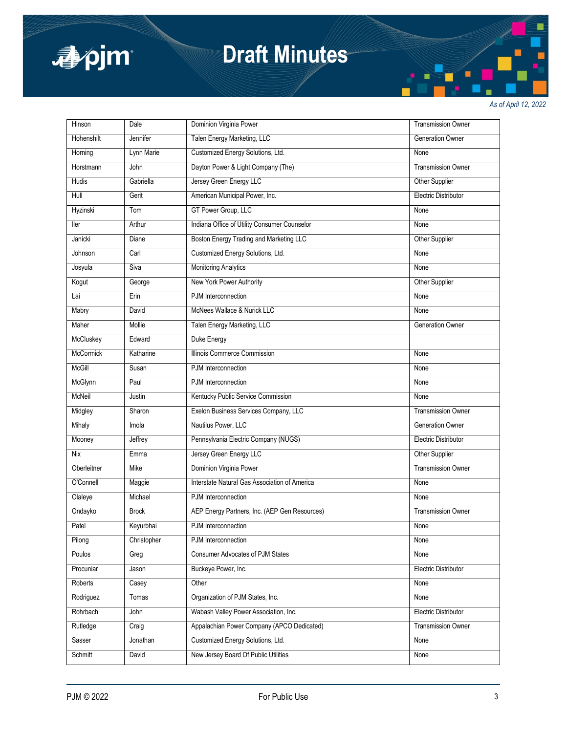| Hinson | Dale | Dominion Virginia Power | Transmission Owner |
|---|---|---|---|
| Hohenshilt | Jennifer | Talen Energy Marketing, LLC | Generation Owner |
| Horning | Lynn Marie | Customized Energy Solutions, Ltd. | None |
| Horstmann | John | Dayton Power & Light Company (The) | Transmission Owner |
| Hudis | Gabriella | Jersey Green Energy LLC | Other Supplier |
| Hull | Gerit | American Municipal Power, Inc. | Electric Distributor |
| Hyzinski | Tom | GT Power Group, LLC | None |
| Iler | Arthur | Indiana Office of Utility Consumer Counselor | None |
| Janicki | Diane | Boston Energy Trading and Marketing LLC | Other Supplier |
| Johnson | Carl | Customized Energy Solutions, Ltd. | None |
| Josyula | Siva | Monitoring Analytics | None |
| Kogut | George | New York Power Authority | Other Supplier |
| Lai | Erin | PJM Interconnection | None |
| Mabry | David | McNees Wallace & Nurick LLC | None |
| Maher | Mollie | Talen Energy Marketing, LLC | Generation Owner |
| McCluskey | Edward | Duke Energy | |
| McCormick | Katharine | Illinois Commerce Commission | None |
| McGill | Susan | PJM Interconnection | None |
| McGlynn | Paul | PJM Interconnection | None |
| McNeil | Justin | Kentucky Public Service Commission | None |
| Midgley | Sharon | Exelon Business Services Company, LLC | Transmission Owner |
| Mihaly | Imola | Nautilus Power, LLC | Generation Owner |
| Mooney | Jeffrey | Pennsylvania Electric Company (NUGS) | Electric Distributor |
| Nix | Emma | Jersey Green Energy LLC | Other Supplier |
| Oberleitner | Mike | Dominion Virginia Power | Transmission Owner |
| O'Connell | Maggie | Interstate Natural Gas Association of America | None |
| Olaleye | Michael | PJM Interconnection | None |
| Ondayko | Brock | AEP Energy Partners, Inc. (AEP Gen Resources) | Transmission Owner |
| Patel | Keyurbhai | PJM Interconnection | None |
| Pilong | Christopher | PJM Interconnection | None |
| Poulos | Greg | Consumer Advocates of PJM States | None |
| Procuniar | Jason | Buckeye Power, Inc. | Electric Distributor |
| Roberts | Casey | Other | None |
| Rodriguez | Tomas | Organization of PJM States, Inc. | None |
| Rohrbach | John | Wabash Valley Power Association, Inc. | Electric Distributor |
| Rutledge | Craig | Appalachian Power Company (APCO Dedicated) | Transmission Owner |
| Sasser | Jonathan | Customized Energy Solutions, Ltd. | None |
| Schmitt | David | New Jersey Board Of Public Utilities | None |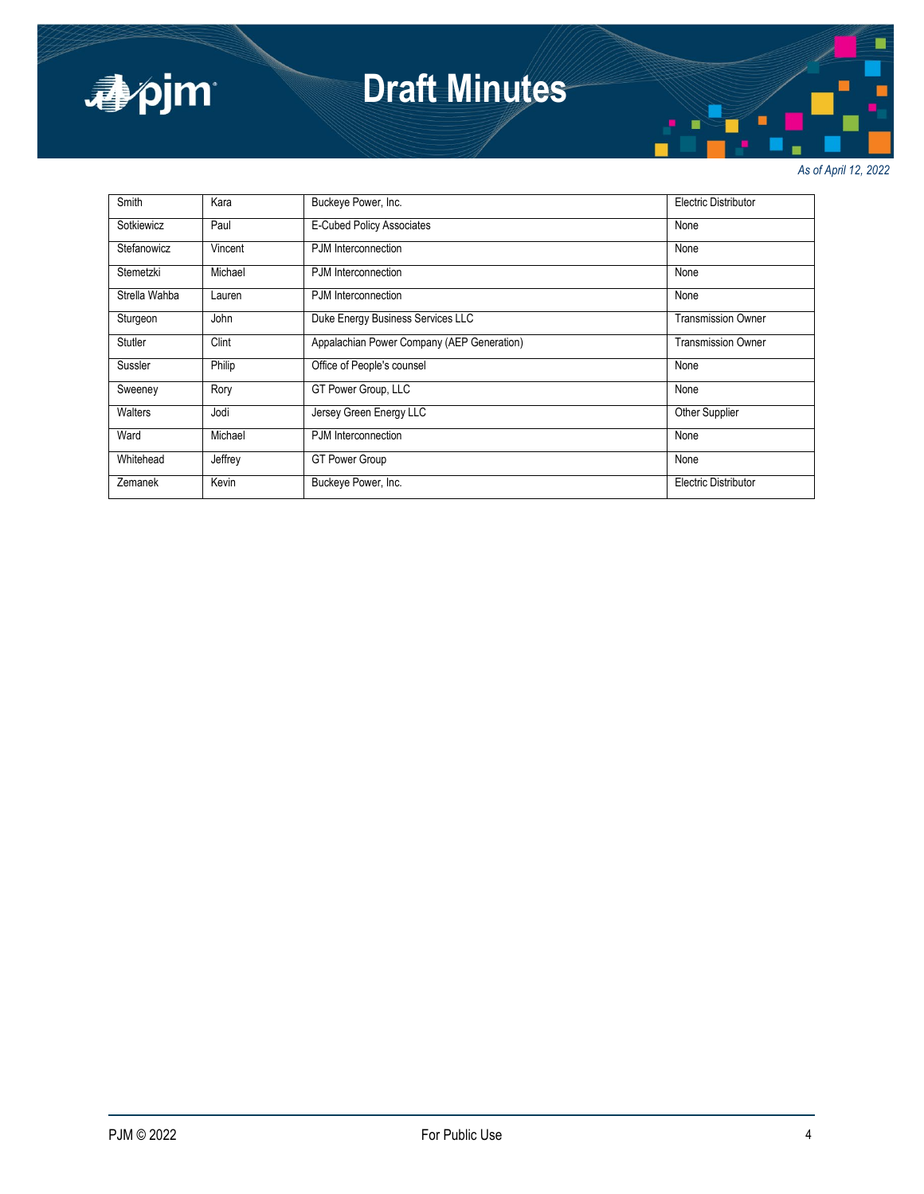*As of April 12, 2022*

| | | | |
|---|---|---|---|
| Smith | Kara | Buckeye Power, Inc. | Electric Distributor |
| Sotkiewicz | Paul | E-Cubed Policy Associates | None |
| Stefanowicz | Vincent | PJM Interconnection | None |
| Stemetzki | Michael | PJM Interconnection | None |
| Strella Wahba | Lauren | PJM Interconnection | None |
| Sturgeon | John | Duke Energy Business Services LLC | Transmission Owner |
| Stutler | Clint | Appalachian Power Company (AEP Generation) | Transmission Owner |
| Sussler | Philip | Office of People's counsel | None |
| Sweeney | Rory | GT Power Group, LLC | None |
| Walters | Jodi | Jersey Green Energy LLC | Other Supplier |
| Ward | Michael | PJM Interconnection | None |
| Whitehead | Jeffrey | GT Power Group | None |
| Zemanek | Kevin | Buckeye Power, Inc. | Electric Distributor |